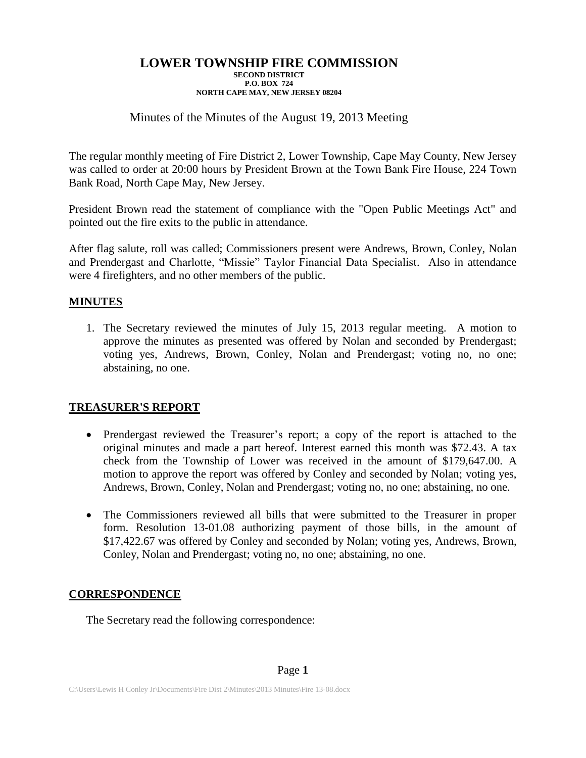# LOWER TOWNSHIP FIRE COMMISSION

**SECOND DISTRICT**
**P.O. BOX 724**
**NORTH CAPE MAY, NEW JERSEY 08204**

Minutes of the Minutes of the August 19, 2013 Meeting

The regular monthly meeting of Fire District 2, Lower Township, Cape May County, New Jersey was called to order at 20:00 hours by President Brown at the Town Bank Fire House, 224 Town Bank Road, North Cape May, New Jersey.

President Brown read the statement of compliance with the "Open Public Meetings Act" and pointed out the fire exits to the public in attendance.

After flag salute, roll was called; Commissioners present were Andrews, Brown, Conley, Nolan and Prendergast and Charlotte, "Missie" Taylor Financial Data Specialist. Also in attendance were 4 firefighters, and no other members of the public.

## MINUTES

1. The Secretary reviewed the minutes of July 15, 2013 regular meeting. A motion to approve the minutes as presented was offered by Nolan and seconded by Prendergast; voting yes, Andrews, Brown, Conley, Nolan and Prendergast; voting no, no one; abstaining, no one.

## TREASURER'S REPORT

- Prendergast reviewed the Treasurer's report; a copy of the report is attached to the original minutes and made a part hereof. Interest earned this month was $72.43. A tax check from the Township of Lower was received in the amount of $179,647.00. A motion to approve the report was offered by Conley and seconded by Nolan; voting yes, Andrews, Brown, Conley, Nolan and Prendergast; voting no, no one; abstaining, no one.

- The Commissioners reviewed all bills that were submitted to the Treasurer in proper form. Resolution 13-01.08 authorizing payment of those bills, in the amount of $17,422.67 was offered by Conley and seconded by Nolan; voting yes, Andrews, Brown, Conley, Nolan and Prendergast; voting no, no one; abstaining, no one.

## CORRESPONDENCE

The Secretary read the following correspondence: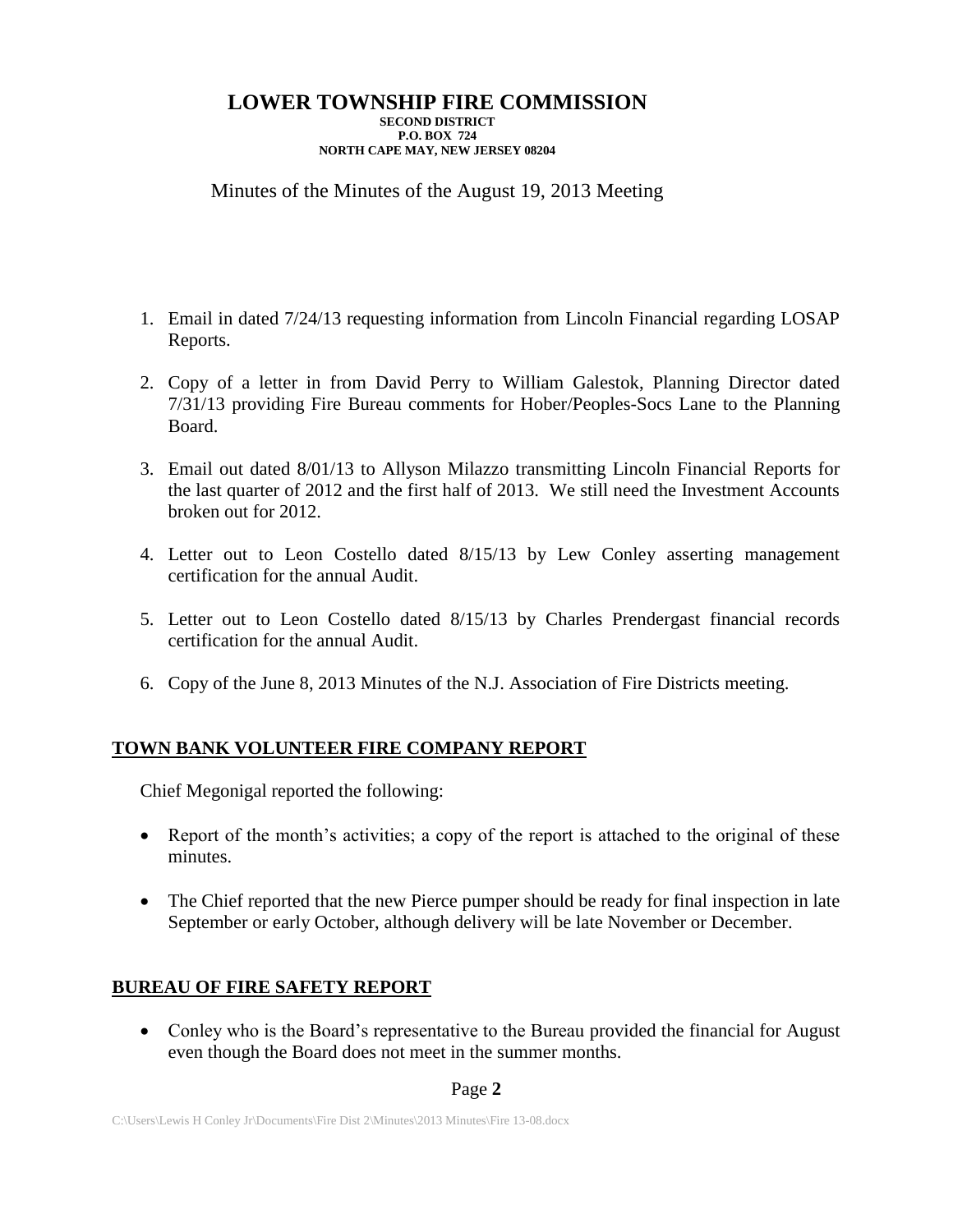# LOWER TOWNSHIP FIRE COMMISSION

**SECOND DISTRICT**
**P.O. BOX 724**
**NORTH CAPE MAY, NEW JERSEY 08204**

Minutes of the Minutes of the August 19, 2013 Meeting

1. Email in dated 7/24/13 requesting information from Lincoln Financial regarding LOSAP Reports.

2. Copy of a letter in from David Perry to William Galestok, Planning Director dated 7/31/13 providing Fire Bureau comments for Hober/Peoples-Socs Lane to the Planning Board.

3. Email out dated 8/01/13 to Allyson Milazzo transmitting Lincoln Financial Reports for the last quarter of 2012 and the first half of 2013. We still need the Investment Accounts broken out for 2012.

4. Letter out to Leon Costello dated 8/15/13 by Lew Conley asserting management certification for the annual Audit.

5. Letter out to Leon Costello dated 8/15/13 by Charles Prendergast financial records certification for the annual Audit.

6. Copy of the June 8, 2013 Minutes of the N.J. Association of Fire Districts meeting.

## TOWN BANK VOLUNTEER FIRE COMPANY REPORT

Chief Megonigal reported the following:

- Report of the month's activities; a copy of the report is attached to the original of these minutes.
- The Chief reported that the new Pierce pumper should be ready for final inspection in late September or early October, although delivery will be late November or December.

## BUREAU OF FIRE SAFETY REPORT

- Conley who is the Board's representative to the Bureau provided the financial for August even though the Board does not meet in the summer months.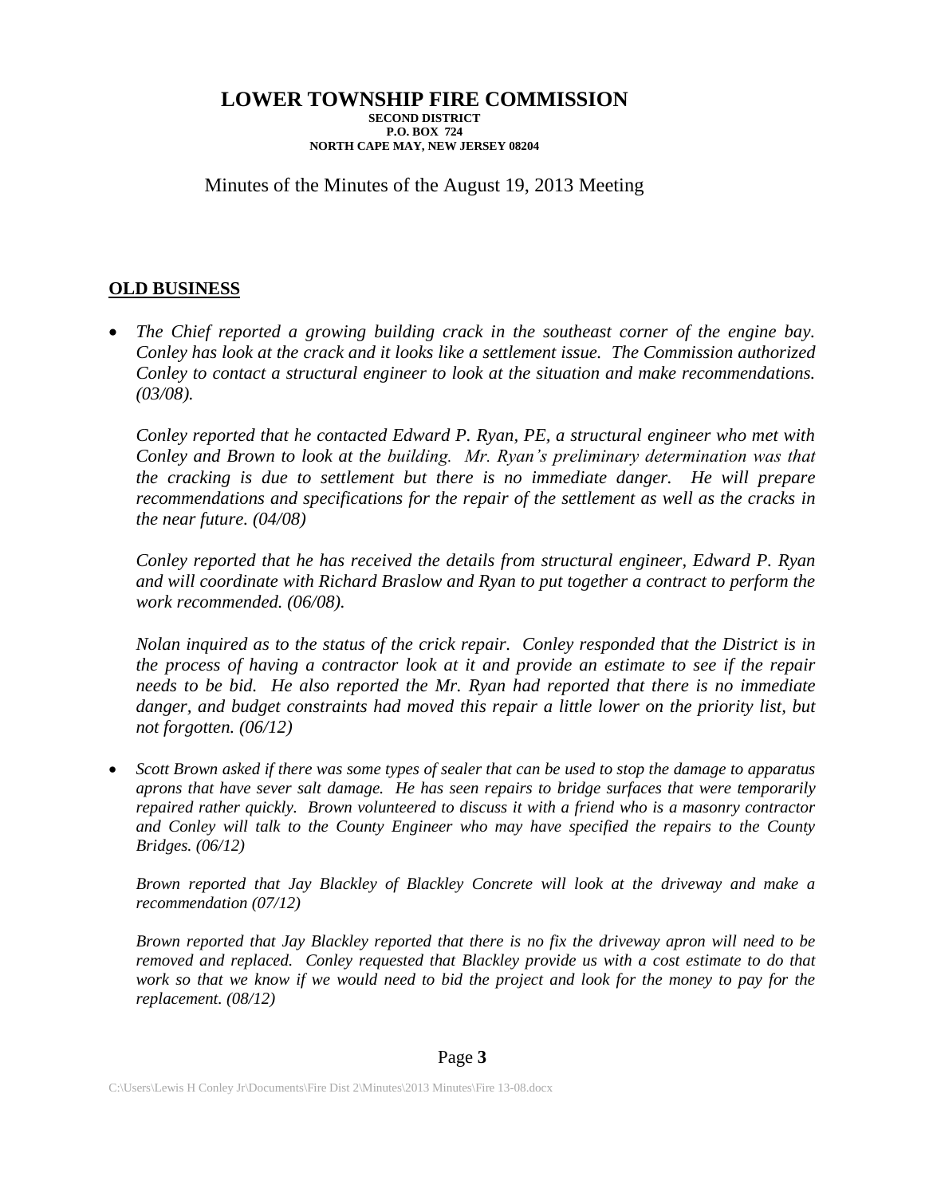# LOWER TOWNSHIP FIRE COMMISSION

**SECOND DISTRICT**
**P.O. BOX 724**
**NORTH CAPE MAY, NEW JERSEY 08204**

Minutes of the Minutes of the August 19, 2013 Meeting

## OLD BUSINESS

- *The Chief reported a growing building crack in the southeast corner of the engine bay. Conley has look at the crack and it looks like a settlement issue. The Commission authorized Conley to contact a structural engineer to look at the situation and make recommendations. (03/08).*

  *Conley reported that he contacted Edward P. Ryan, PE, a structural engineer who met with Conley and Brown to look at the building. Mr. Ryan's preliminary determination was that the cracking is due to settlement but there is no immediate danger. He will prepare recommendations and specifications for the repair of the settlement as well as the cracks in the near future. (04/08)*

  *Conley reported that he has received the details from structural engineer, Edward P. Ryan and will coordinate with Richard Braslow and Ryan to put together a contract to perform the work recommended. (06/08).*

  *Nolan inquired as to the status of the crick repair. Conley responded that the District is in the process of having a contractor look at it and provide an estimate to see if the repair needs to be bid. He also reported the Mr. Ryan had reported that there is no immediate danger, and budget constraints had moved this repair a little lower on the priority list, but not forgotten. (06/12)*

- *Scott Brown asked if there was some types of sealer that can be used to stop the damage to apparatus aprons that have sever salt damage. He has seen repairs to bridge surfaces that were temporarily repaired rather quickly. Brown volunteered to discuss it with a friend who is a masonry contractor and Conley will talk to the County Engineer who may have specified the repairs to the County Bridges. (06/12)*

  *Brown reported that Jay Blackley of Blackley Concrete will look at the driveway and make a recommendation (07/12)*

  *Brown reported that Jay Blackley reported that there is no fix the driveway apron will need to be removed and replaced. Conley requested that Blackley provide us with a cost estimate to do that work so that we know if we would need to bid the project and look for the money to pay for the replacement. (08/12)*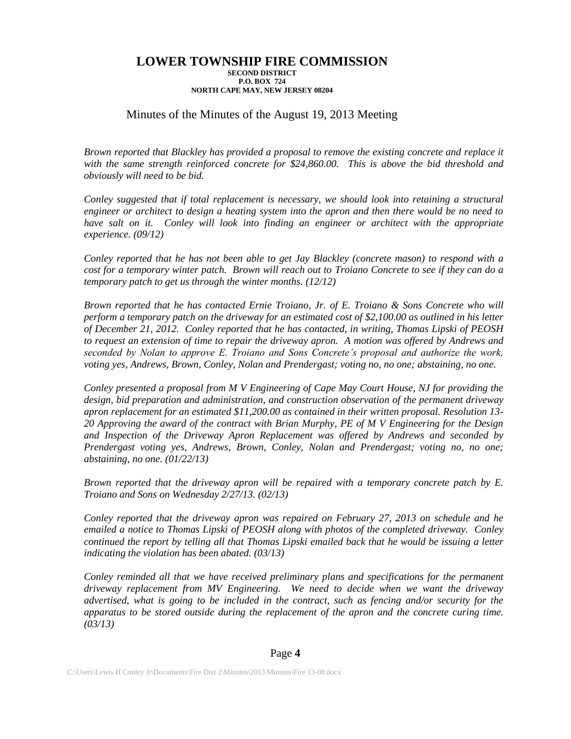# LOWER TOWNSHIP FIRE COMMISSION

**SECOND DISTRICT**
**P.O. BOX 724**
**NORTH CAPE MAY, NEW JERSEY 08204**

Minutes of the Minutes of the August 19, 2013 Meeting

*Brown reported that Blackley has provided a proposal to remove the existing concrete and replace it with the same strength reinforced concrete for $24,860.00. This is above the bid threshold and obviously will need to be bid.*

*Conley suggested that if total replacement is necessary, we should look into retaining a structural engineer or architect to design a heating system into the apron and then there would be no need to have salt on it. Conley will look into finding an engineer or architect with the appropriate experience. (09/12)*

*Conley reported that he has not been able to get Jay Blackley (concrete mason) to respond with a cost for a temporary winter patch. Brown will reach out to Troiano Concrete to see if they can do a temporary patch to get us through the winter months. (12/12)*

*Brown reported that he has contacted Ernie Troiano, Jr. of E. Troiano & Sons Concrete who will perform a temporary patch on the driveway for an estimated cost of $2,100.00 as outlined in his letter of December 21, 2012. Conley reported that he has contacted, in writing, Thomas Lipski of PEOSH to request an extension of time to repair the driveway apron. A motion was offered by Andrews and seconded by Nolan to approve E. Troiano and Sons Concrete's proposal and authorize the work, voting yes, Andrews, Brown, Conley, Nolan and Prendergast; voting no, no one; abstaining, no one.*

*Conley presented a proposal from M V Engineering of Cape May Court House, NJ for providing the design, bid preparation and administration, and construction observation of the permanent driveway apron replacement for an estimated $11,200.00 as contained in their written proposal. Resolution 13-20 Approving the award of the contract with Brian Murphy, PE of M V Engineering for the Design and Inspection of the Driveway Apron Replacement was offered by Andrews and seconded by Prendergast voting yes, Andrews, Brown, Conley, Nolan and Prendergast; voting no, no one; abstaining, no one. (01/22/13)*

*Brown reported that the driveway apron will be repaired with a temporary concrete patch by E. Troiano and Sons on Wednesday 2/27/13. (02/13)*

*Conley reported that the driveway apron was repaired on February 27, 2013 on schedule and he emailed a notice to Thomas Lipski of PEOSH along with photos of the completed driveway. Conley continued the report by telling all that Thomas Lipski emailed back that he would be issuing a letter indicating the violation has been abated. (03/13)*

*Conley reminded all that we have received preliminary plans and specifications for the permanent driveway replacement from MV Engineering. We need to decide when we want the driveway advertised, what is going to be included in the contract, such as fencing and/or security for the apparatus to be stored outside during the replacement of the apron and the concrete curing time. (03/13)*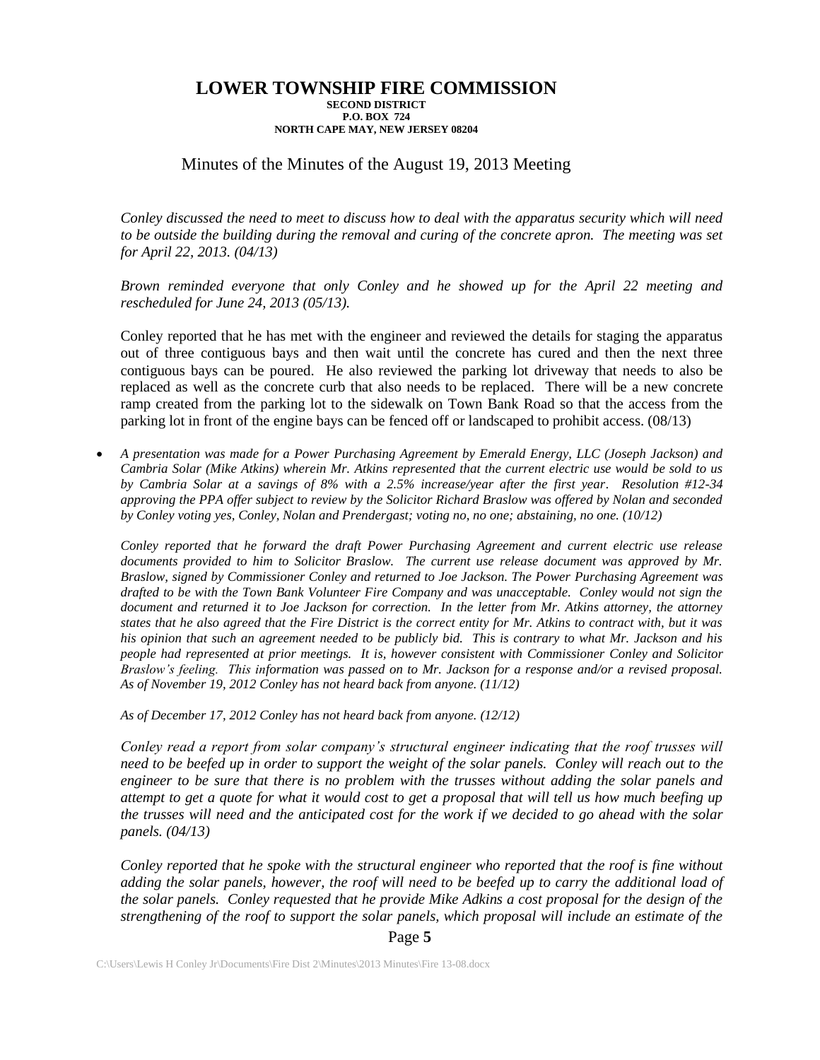# LOWER TOWNSHIP FIRE COMMISSION

**SECOND DISTRICT**
**P.O. BOX 724**
**NORTH CAPE MAY, NEW JERSEY 08204**

Minutes of the Minutes of the August 19, 2013 Meeting

*Conley discussed the need to meet to discuss how to deal with the apparatus security which will need to be outside the building during the removal and curing of the concrete apron. The meeting was set for April 22, 2013. (04/13)*

*Brown reminded everyone that only Conley and he showed up for the April 22 meeting and rescheduled for June 24, 2013 (05/13).*

Conley reported that he has met with the engineer and reviewed the details for staging the apparatus out of three contiguous bays and then wait until the concrete has cured and then the next three contiguous bays can be poured. He also reviewed the parking lot driveway that needs to also be replaced as well as the concrete curb that also needs to be replaced. There will be a new concrete ramp created from the parking lot to the sidewalk on Town Bank Road so that the access from the parking lot in front of the engine bays can be fenced off or landscaped to prohibit access. (08/13)

- *A presentation was made for a Power Purchasing Agreement by Emerald Energy, LLC (Joseph Jackson) and Cambria Solar (Mike Atkins) wherein Mr. Atkins represented that the current electric use would be sold to us by Cambria Solar at a savings of 8% with a 2.5% increase/year after the first year. Resolution #12-34 approving the PPA offer subject to review by the Solicitor Richard Braslow was offered by Nolan and seconded by Conley voting yes, Conley, Nolan and Prendergast; voting no, no one; abstaining, no one. (10/12)*

  *Conley reported that he forward the draft Power Purchasing Agreement and current electric use release documents provided to him to Solicitor Braslow. The current use release document was approved by Mr. Braslow, signed by Commissioner Conley and returned to Joe Jackson. The Power Purchasing Agreement was drafted to be with the Town Bank Volunteer Fire Company and was unacceptable. Conley would not sign the document and returned it to Joe Jackson for correction. In the letter from Mr. Atkins attorney, the attorney states that he also agreed that the Fire District is the correct entity for Mr. Atkins to contract with, but it was his opinion that such an agreement needed to be publicly bid. This is contrary to what Mr. Jackson and his people had represented at prior meetings. It is, however consistent with Commissioner Conley and Solicitor Braslow's feeling. This information was passed on to Mr. Jackson for a response and/or a revised proposal. As of November 19, 2012 Conley has not heard back from anyone. (11/12)*

  *As of December 17, 2012 Conley has not heard back from anyone. (12/12)*

  *Conley read a report from solar company's structural engineer indicating that the roof trusses will need to be beefed up in order to support the weight of the solar panels. Conley will reach out to the engineer to be sure that there is no problem with the trusses without adding the solar panels and attempt to get a quote for what it would cost to get a proposal that will tell us how much beefing up the trusses will need and the anticipated cost for the work if we decided to go ahead with the solar panels. (04/13)*

  *Conley reported that he spoke with the structural engineer who reported that the roof is fine without adding the solar panels, however, the roof will need to be beefed up to carry the additional load of the solar panels. Conley requested that he provide Mike Adkins a cost proposal for the design of the strengthening of the roof to support the solar panels, which proposal will include an estimate of the*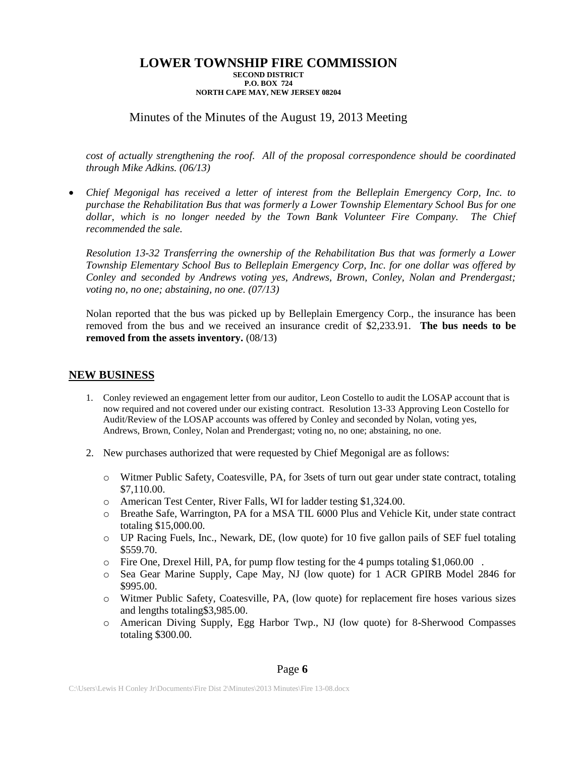*cost of actually strengthening the roof. All of the proposal correspondence should be coordinated through Mike Adkins. (06/13)*

- *Chief Megonigal has received a letter of interest from the Belleplain Emergency Corp, Inc. to purchase the Rehabilitation Bus that was formerly a Lower Township Elementary School Bus for one dollar, which is no longer needed by the Town Bank Volunteer Fire Company. The Chief recommended the sale.*

  *Resolution 13-32 Transferring the ownership of the Rehabilitation Bus that was formerly a Lower Township Elementary School Bus to Belleplain Emergency Corp, Inc. for one dollar was offered by Conley and seconded by Andrews voting yes, Andrews, Brown, Conley, Nolan and Prendergast; voting no, no one; abstaining, no one. (07/13)*

  Nolan reported that the bus was picked up by Belleplain Emergency Corp., the insurance has been removed from the bus and we received an insurance credit of $2,233.91. **The bus needs to be removed from the assets inventory.** (08/13)

## NEW BUSINESS

1. Conley reviewed an engagement letter from our auditor, Leon Costello to audit the LOSAP account that is now required and not covered under our existing contract. Resolution 13-33 Approving Leon Costello for Audit/Review of the LOSAP accounts was offered by Conley and seconded by Nolan, voting yes, Andrews, Brown, Conley, Nolan and Prendergast; voting no, no one; abstaining, no one.

2. New purchases authorized that were requested by Chief Megonigal are as follows:

   - Witmer Public Safety, Coatesville, PA, for 3sets of turn out gear under state contract, totaling $7,110.00.
   - American Test Center, River Falls, WI for ladder testing $1,324.00.
   - Breathe Safe, Warrington, PA for a MSA TIL 6000 Plus and Vehicle Kit, under state contract totaling $15,000.00.
   - UP Racing Fuels, Inc., Newark, DE, (low quote) for 10 five gallon pails of SEF fuel totaling $559.70.
   - Fire One, Drexel Hill, PA, for pump flow testing for the 4 pumps totaling $1,060.00 .
   - Sea Gear Marine Supply, Cape May, NJ (low quote) for 1 ACR GPIRB Model 2846 for $995.00.
   - Witmer Public Safety, Coatesville, PA, (low quote) for replacement fire hoses various sizes and lengths totaling$3,985.00.
   - American Diving Supply, Egg Harbor Twp., NJ (low quote) for 8-Sherwood Compasses totaling $300.00.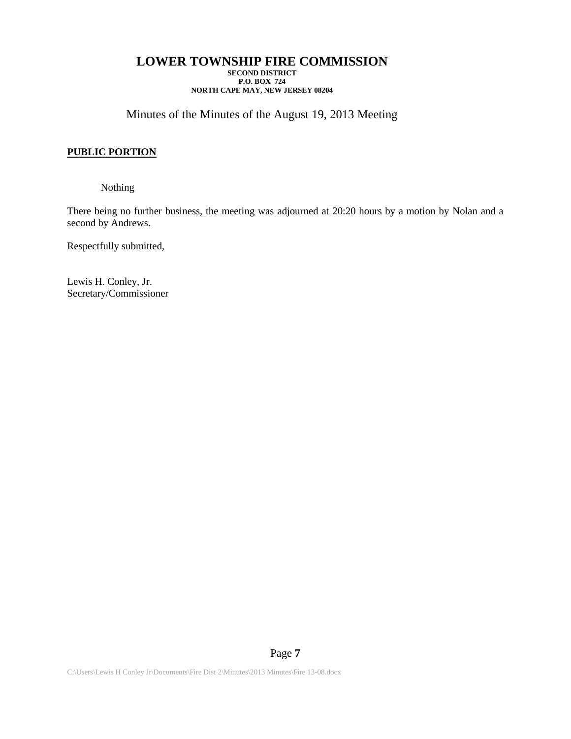# LOWER TOWNSHIP FIRE COMMISSION

**SECOND DISTRICT**
**P.O. BOX 724**
**NORTH CAPE MAY, NEW JERSEY 08204**

Minutes of the Minutes of the August 19, 2013 Meeting

**PUBLIC PORTION**

Nothing

There being no further business, the meeting was adjourned at 20:20 hours by a motion by Nolan and a second by Andrews.

Respectfully submitted,

Lewis H. Conley, Jr.
Secretary/Commissioner